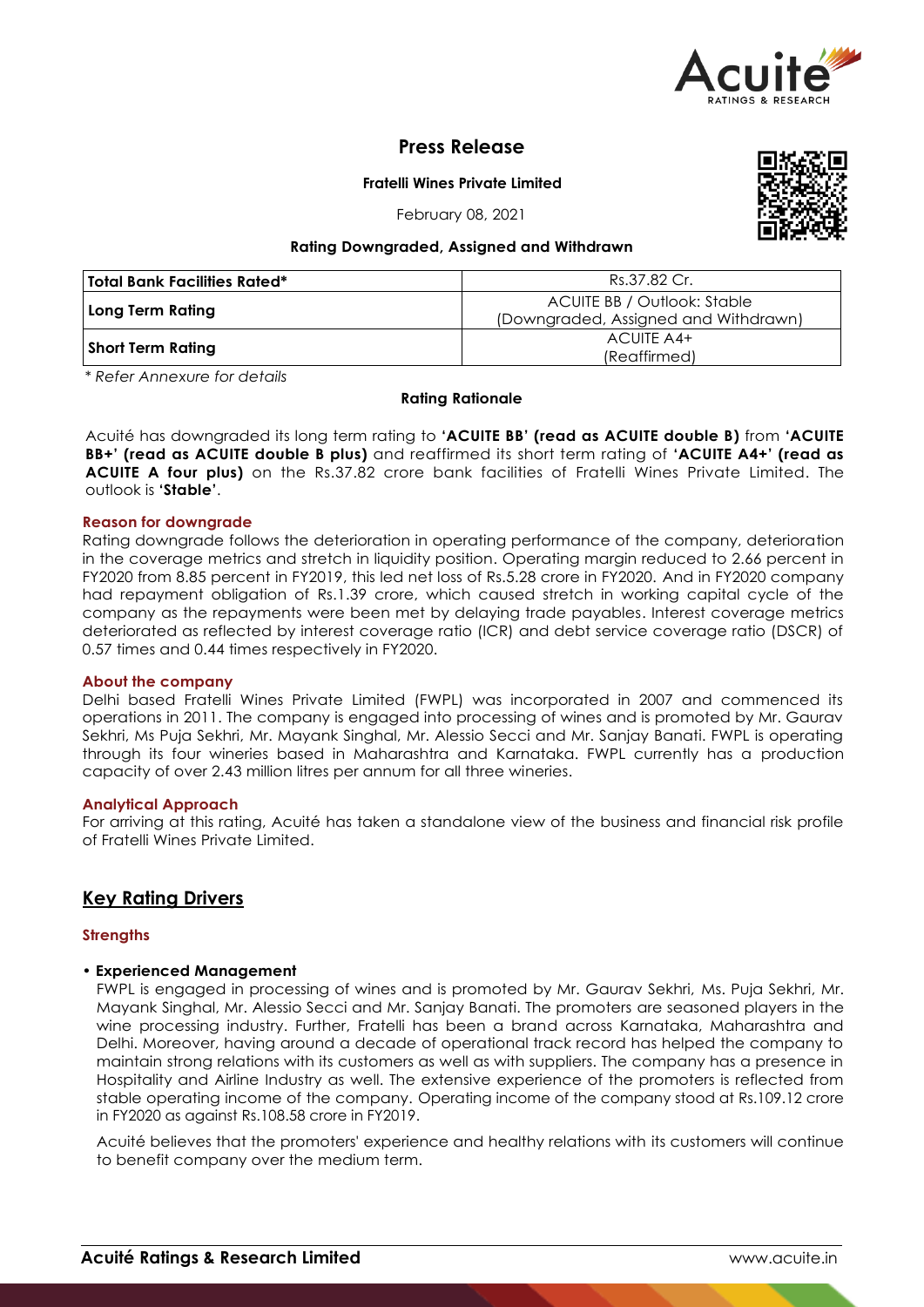# Press Release

**Fratelli Wines Private Limited**

February 08, 2021

**Rating Downgraded, Assigned and Withdrawn**

| **Total Bank Facilities Rated*** | Rs.37.82 Cr. |
|---|---|
| **Long Term Rating** | ACUITE BB / Outlook: Stable (Downgraded, Assigned and Withdrawn) |
| **Short Term Rating** | ACUITE A4+ (Reaffirmed) |

*\* Refer Annexure for details*

**Rating Rationale**

Acuité has downgraded its long term rating to **'ACUITE BB' (read as ACUITE double B)** from **'ACUITE BB+' (read as ACUITE double B plus)** and reaffirmed its short term rating of **'ACUITE A4+' (read as ACUITE A four plus)** on the Rs.37.82 crore bank facilities of Fratelli Wines Private Limited. The outlook is **'Stable'**.

### Reason for downgrade

Rating downgrade follows the deterioration in operating performance of the company, deterioration in the coverage metrics and stretch in liquidity position. Operating margin reduced to 2.66 percent in FY2020 from 8.85 percent in FY2019, this led net loss of Rs.5.28 crore in FY2020. And in FY2020 company had repayment obligation of Rs.1.39 crore, which caused stretch in working capital cycle of the company as the repayments were been met by delaying trade payables. Interest coverage metrics deteriorated as reflected by interest coverage ratio (ICR) and debt service coverage ratio (DSCR) of 0.57 times and 0.44 times respectively in FY2020.

### About the company

Delhi based Fratelli Wines Private Limited (FWPL) was incorporated in 2007 and commenced its operations in 2011. The company is engaged into processing of wines and is promoted by Mr. Gaurav Sekhri, Ms Puja Sekhri, Mr. Mayank Singhal, Mr. Alessio Secci and Mr. Sanjay Banati. FWPL is operating through its four wineries based in Maharashtra and Karnataka. FWPL currently has a production capacity of over 2.43 million litres per annum for all three wineries.

### Analytical Approach

For arriving at this rating, Acuité has taken a standalone view of the business and financial risk profile of Fratelli Wines Private Limited.

## Key Rating Drivers

### Strengths

- **Experienced Management**

  FWPL is engaged in processing of wines and is promoted by Mr. Gaurav Sekhri, Ms. Puja Sekhri, Mr. Mayank Singhal, Mr. Alessio Secci and Mr. Sanjay Banati. The promoters are seasoned players in the wine processing industry. Further, Fratelli has been a brand across Karnataka, Maharashtra and Delhi. Moreover, having around a decade of operational track record has helped the company to maintain strong relations with its customers as well as with suppliers. The company has a presence in Hospitality and Airline Industry as well. The extensive experience of the promoters is reflected from stable operating income of the company. Operating income of the company stood at Rs.109.12 crore in FY2020 as against Rs.108.58 crore in FY2019.

  Acuité believes that the promoters' experience and healthy relations with its customers will continue to benefit company over the medium term.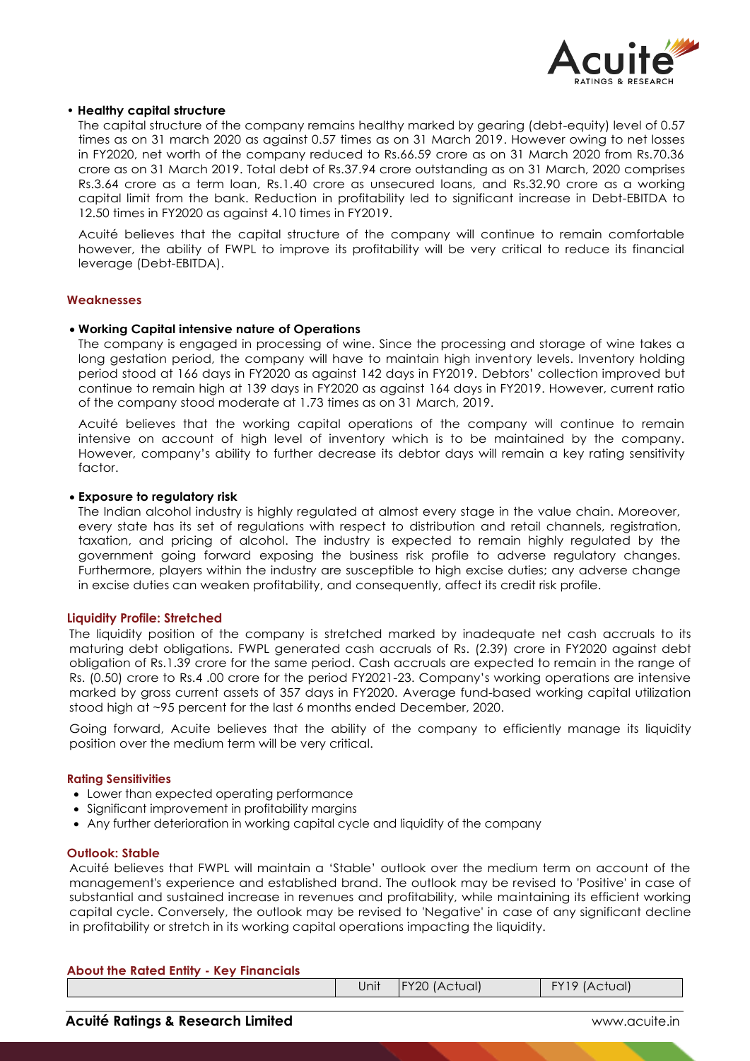- **Healthy capital structure**

  The capital structure of the company remains healthy marked by gearing (debt-equity) level of 0.57 times as on 31 march 2020 as against 0.57 times as on 31 March 2019. However owing to net losses in FY2020, net worth of the company reduced to Rs.66.59 crore as on 31 March 2020 from Rs.70.36 crore as on 31 March 2019. Total debt of Rs.37.94 crore outstanding as on 31 March, 2020 comprises Rs.3.64 crore as a term loan, Rs.1.40 crore as unsecured loans, and Rs.32.90 crore as a working capital limit from the bank. Reduction in profitability led to significant increase in Debt-EBITDA to 12.50 times in FY2020 as against 4.10 times in FY2019.

  Acuité believes that the capital structure of the company will continue to remain comfortable however, the ability of FWPL to improve its profitability will be very critical to reduce its financial leverage (Debt-EBITDA).

## Weaknesses

- **Working Capital intensive nature of Operations**

  The company is engaged in processing of wine. Since the processing and storage of wine takes a long gestation period, the company will have to maintain high inventory levels. Inventory holding period stood at 166 days in FY2020 as against 142 days in FY2019. Debtors' collection improved but continue to remain high at 139 days in FY2020 as against 164 days in FY2019. However, current ratio of the company stood moderate at 1.73 times as on 31 March, 2019.

  Acuité believes that the working capital operations of the company will continue to remain intensive on account of high level of inventory which is to be maintained by the company. However, company's ability to further decrease its debtor days will remain a key rating sensitivity factor.

- **Exposure to regulatory risk**

  The Indian alcohol industry is highly regulated at almost every stage in the value chain. Moreover, every state has its set of regulations with respect to distribution and retail channels, registration, taxation, and pricing of alcohol. The industry is expected to remain highly regulated by the government going forward exposing the business risk profile to adverse regulatory changes. Furthermore, players within the industry are susceptible to high excise duties; any adverse change in excise duties can weaken profitability, and consequently, affect its credit risk profile.

## Liquidity Profile: Stretched

The liquidity position of the company is stretched marked by inadequate net cash accruals to its maturing debt obligations. FWPL generated cash accruals of Rs. (2.39) crore in FY2020 against debt obligation of Rs.1.39 crore for the same period. Cash accruals are expected to remain in the range of Rs. (0.50) crore to Rs.4 .00 crore for the period FY2021-23. Company's working operations are intensive marked by gross current assets of 357 days in FY2020. Average fund-based working capital utilization stood high at ~95 percent for the last 6 months ended December, 2020.

Going forward, Acuite believes that the ability of the company to efficiently manage its liquidity position over the medium term will be very critical.

## Rating Sensitivities

- Lower than expected operating performance
- Significant improvement in profitability margins
- Any further deterioration in working capital cycle and liquidity of the company

## Outlook: Stable

Acuité believes that FWPL will maintain a 'Stable' outlook over the medium term on account of the management's experience and established brand. The outlook may be revised to 'Positive' in case of substantial and sustained increase in revenues and profitability, while maintaining its efficient working capital cycle. Conversely, the outlook may be revised to 'Negative' in case of any significant decline in profitability or stretch in its working capital operations impacting the liquidity.

## About the Rated Entity - Key Financials

| | Unit | FY20 (Actual) | FY19 (Actual) |
|---|---|---|---|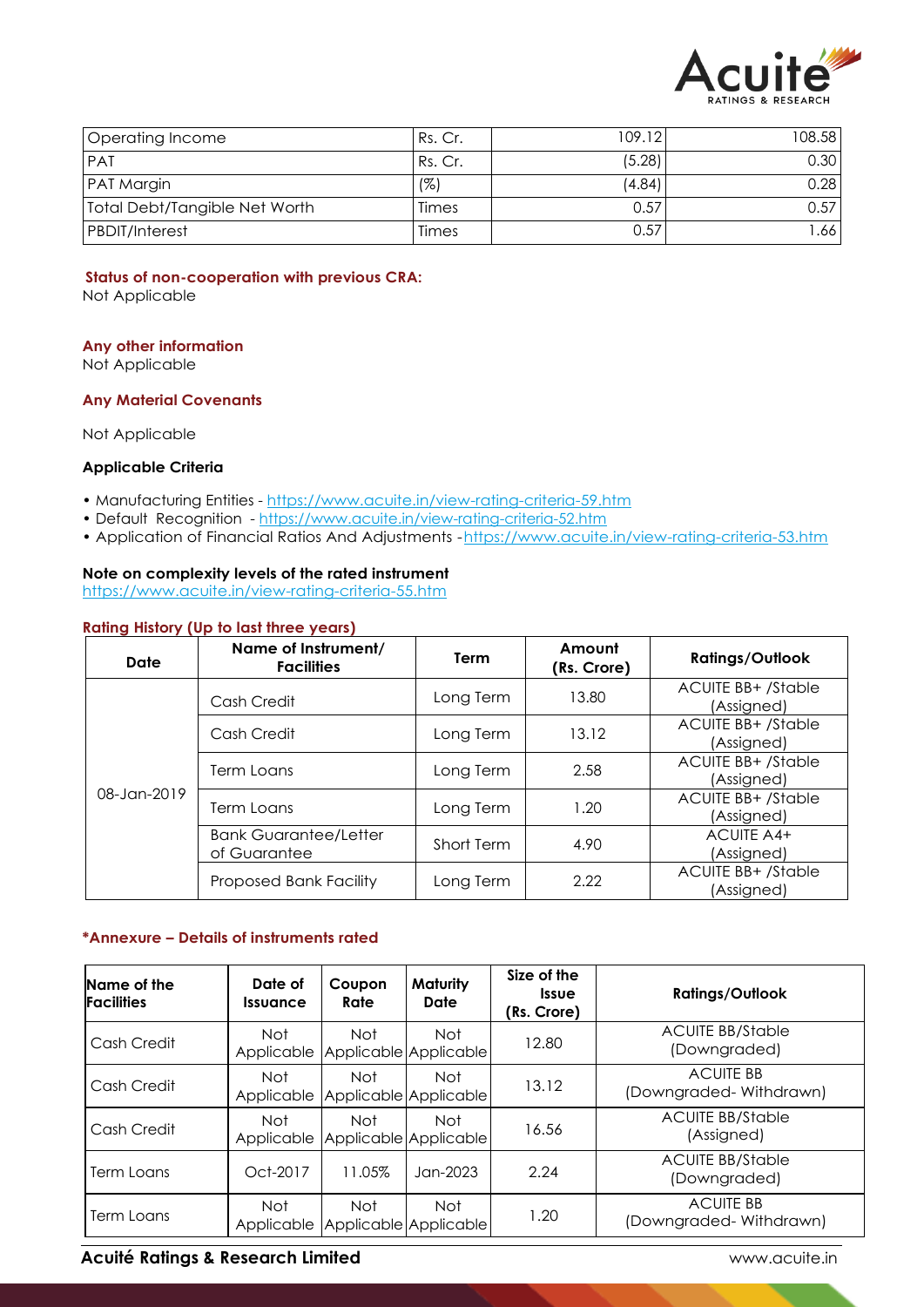| Operating Income | Rs. Cr. | 109.12 | 108.58 |
|---|---|---|---|
| PAT | Rs. Cr. | (5.28) | 0.30 |
| PAT Margin | (%) | (4.84) | 0.28 |
| Total Debt/Tangible Net Worth | Times | 0.57 | 0.57 |
| PBDIT/Interest | Times | 0.57 | 1.66 |

**Status of non-cooperation with previous CRA:**
Not Applicable

**Any other information**
Not Applicable

**Any Material Covenants**

Not Applicable

**Applicable Criteria**

- Manufacturing Entities - https://www.acuite.in/view-rating-criteria-59.htm
- Default Recognition - https://www.acuite.in/view-rating-criteria-52.htm
- Application of Financial Ratios And Adjustments -https://www.acuite.in/view-rating-criteria-53.htm

**Note on complexity levels of the rated instrument**
https://www.acuite.in/view-rating-criteria-55.htm

**Rating History (Up to last three years)**

| Date | Name of Instrument/ Facilities | Term | Amount (Rs. Crore) | Ratings/Outlook |
|---|---|---|---|---|
| 08-Jan-2019 | Cash Credit | Long Term | 13.80 | ACUITE BB+ /Stable (Assigned) |
| | Cash Credit | Long Term | 13.12 | ACUITE BB+ /Stable (Assigned) |
| | Term Loans | Long Term | 2.58 | ACUITE BB+ /Stable (Assigned) |
| | Term Loans | Long Term | 1.20 | ACUITE BB+ /Stable (Assigned) |
| | Bank Guarantee/Letter of Guarantee | Short Term | 4.90 | ACUITE A4+ (Assigned) |
| | Proposed Bank Facility | Long Term | 2.22 | ACUITE BB+ /Stable (Assigned) |

***Annexure – Details of instruments rated**

| Name of the Facilities | Date of Issuance | Coupon Rate | Maturity Date | Size of the Issue (Rs. Crore) | Ratings/Outlook |
|---|---|---|---|---|---|
| Cash Credit | Not Applicable | Not Applicable | Not Applicable | 12.80 | ACUITE BB/Stable (Downgraded) |
| Cash Credit | Not Applicable | Not Applicable | Not Applicable | 13.12 | ACUITE BB (Downgraded- Withdrawn) |
| Cash Credit | Not Applicable | Not Applicable | Not Applicable | 16.56 | ACUITE BB/Stable (Assigned) |
| Term Loans | Oct-2017 | 11.05% | Jan-2023 | 2.24 | ACUITE BB/Stable (Downgraded) |
| Term Loans | Not Applicable | Not Applicable | Not Applicable | 1.20 | ACUITE BB (Downgraded- Withdrawn) |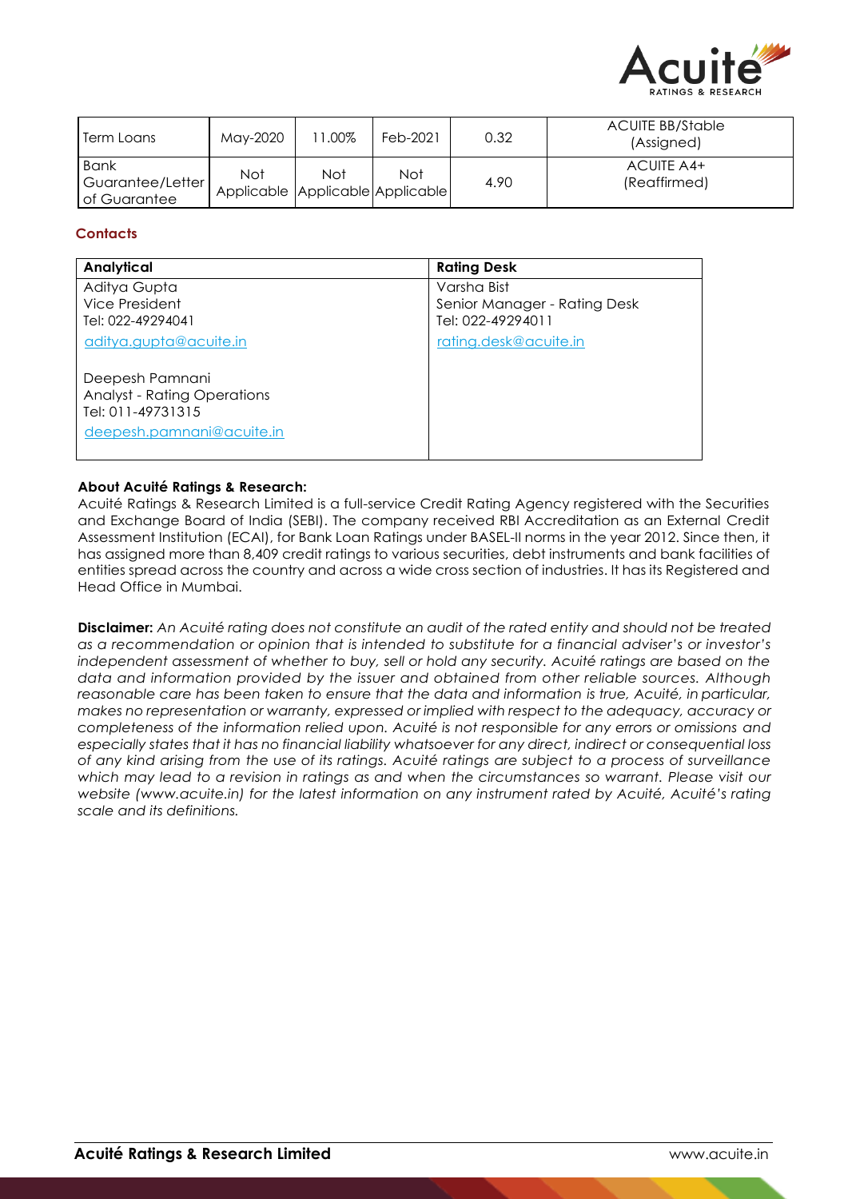| | | | | | |
|---|---|---|---|---|---|
| Term Loans | May-2020 | 11.00% | Feb-2021 | 0.32 | ACUITE BB/Stable (Assigned) |
| Bank Guarantee/Letter of Guarantee | Not Applicable | Not Applicable | Not Applicable | 4.90 | ACUITE A4+ (Reaffirmed) |

### Contacts

| Analytical | Rating Desk |
|---|---|
| Aditya Gupta<br>Vice President<br>Tel: 022-49294041<br>aditya.gupta@acuite.in<br><br>Deepesh Pamnani<br>Analyst - Rating Operations<br>Tel: 011-49731315<br>deepesh.pamnani@acuite.in | Varsha Bist<br>Senior Manager - Rating Desk<br>Tel: 022-49294011<br>rating.desk@acuite.in |

**About Acuité Ratings & Research:**
Acuité Ratings & Research Limited is a full-service Credit Rating Agency registered with the Securities and Exchange Board of India (SEBI). The company received RBI Accreditation as an External Credit Assessment Institution (ECAI), for Bank Loan Ratings under BASEL-II norms in the year 2012. Since then, it has assigned more than 8,409 credit ratings to various securities, debt instruments and bank facilities of entities spread across the country and across a wide cross section of industries. It has its Registered and Head Office in Mumbai.

**Disclaimer:** *An Acuité rating does not constitute an audit of the rated entity and should not be treated as a recommendation or opinion that is intended to substitute for a financial adviser's or investor's independent assessment of whether to buy, sell or hold any security. Acuité ratings are based on the data and information provided by the issuer and obtained from other reliable sources. Although reasonable care has been taken to ensure that the data and information is true, Acuité, in particular, makes no representation or warranty, expressed or implied with respect to the adequacy, accuracy or completeness of the information relied upon. Acuité is not responsible for any errors or omissions and especially states that it has no financial liability whatsoever for any direct, indirect or consequential loss of any kind arising from the use of its ratings. Acuité ratings are subject to a process of surveillance which may lead to a revision in ratings as and when the circumstances so warrant. Please visit our website (www.acuite.in) for the latest information on any instrument rated by Acuité, Acuité's rating scale and its definitions.*